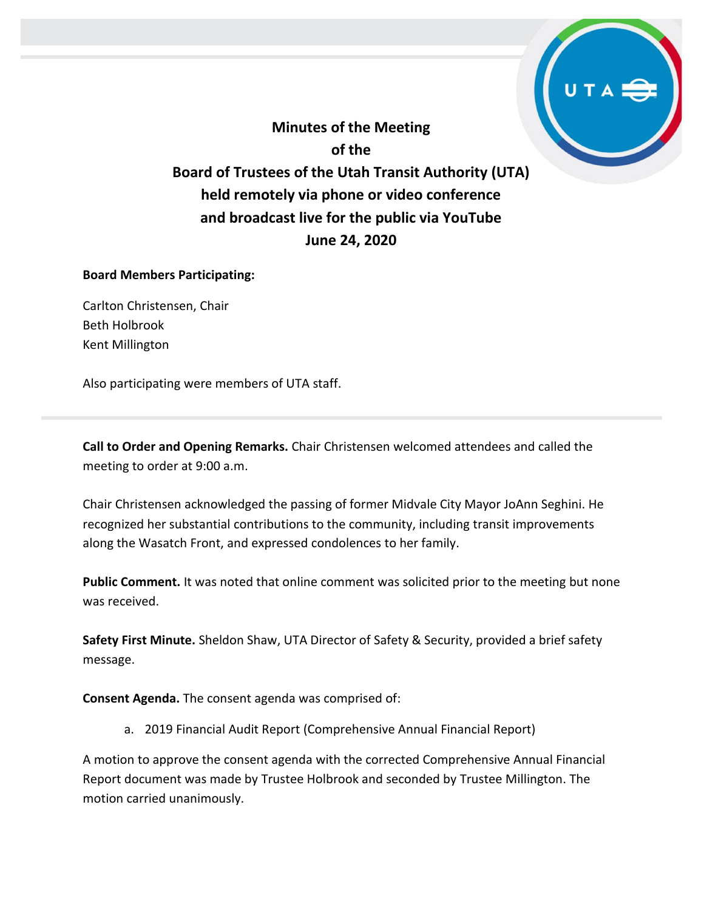# Minutes of the Meeting of the Board of Trustees of the Utah Transit Authority (UTA) held remotely via phone or video conference and broadcast live for the public via YouTube June 24, 2020

**Board Members Participating:**

Carlton Christensen, Chair
Beth Holbrook
Kent Millington

Also participating were members of UTA staff.

---

**Call to Order and Opening Remarks.** Chair Christensen welcomed attendees and called the meeting to order at 9:00 a.m.

Chair Christensen acknowledged the passing of former Midvale City Mayor JoAnn Seghini. He recognized her substantial contributions to the community, including transit improvements along the Wasatch Front, and expressed condolences to her family.

**Public Comment.** It was noted that online comment was solicited prior to the meeting but none was received.

**Safety First Minute.** Sheldon Shaw, UTA Director of Safety & Security, provided a brief safety message.

**Consent Agenda.** The consent agenda was comprised of:

a. 2019 Financial Audit Report (Comprehensive Annual Financial Report)

A motion to approve the consent agenda with the corrected Comprehensive Annual Financial Report document was made by Trustee Holbrook and seconded by Trustee Millington. The motion carried unanimously.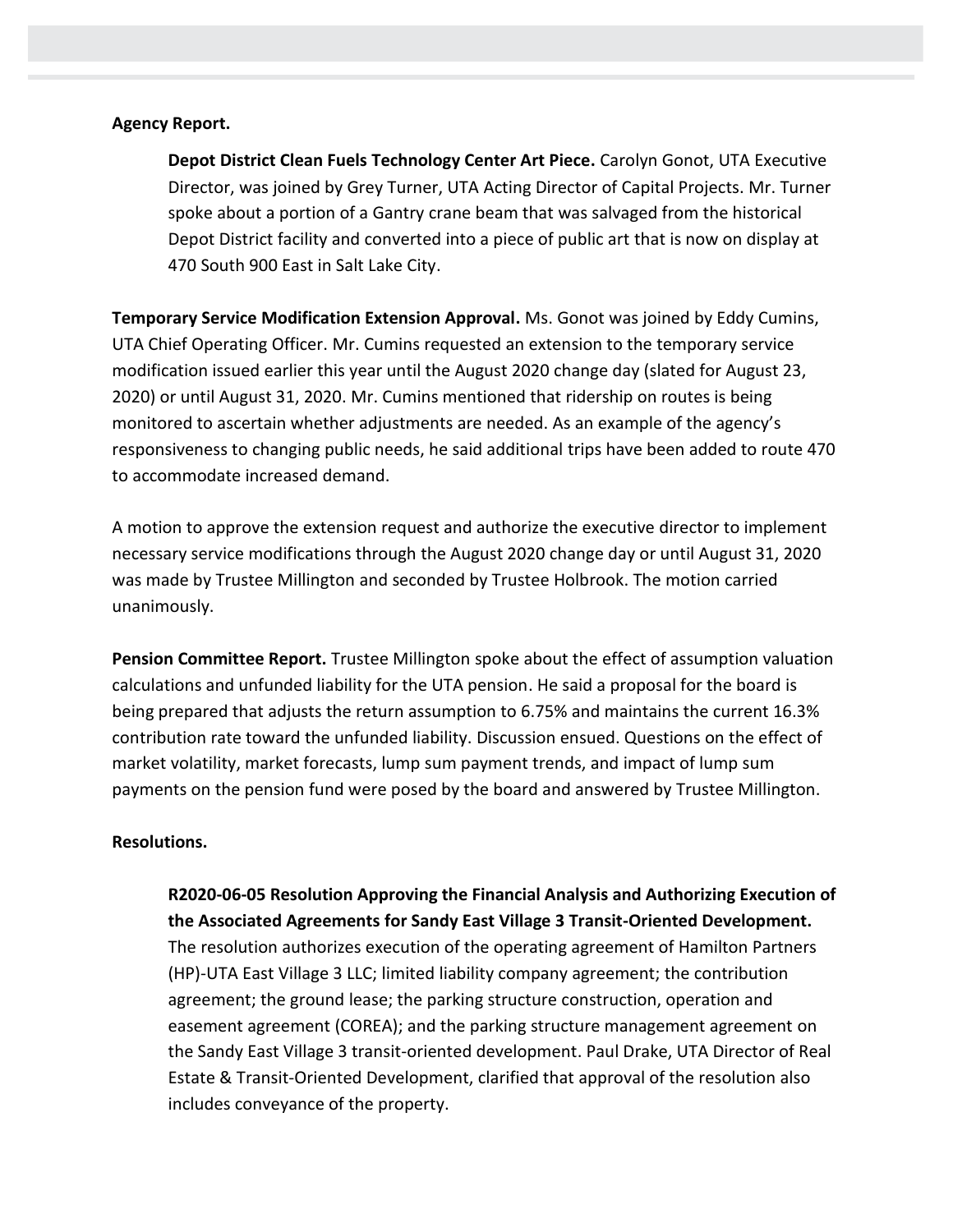**Agency Report.**

**Depot District Clean Fuels Technology Center Art Piece.** Carolyn Gonot, UTA Executive Director, was joined by Grey Turner, UTA Acting Director of Capital Projects. Mr. Turner spoke about a portion of a Gantry crane beam that was salvaged from the historical Depot District facility and converted into a piece of public art that is now on display at 470 South 900 East in Salt Lake City.

**Temporary Service Modification Extension Approval.** Ms. Gonot was joined by Eddy Cumins, UTA Chief Operating Officer. Mr. Cumins requested an extension to the temporary service modification issued earlier this year until the August 2020 change day (slated for August 23, 2020) or until August 31, 2020. Mr. Cumins mentioned that ridership on routes is being monitored to ascertain whether adjustments are needed. As an example of the agency's responsiveness to changing public needs, he said additional trips have been added to route 470 to accommodate increased demand.

A motion to approve the extension request and authorize the executive director to implement necessary service modifications through the August 2020 change day or until August 31, 2020 was made by Trustee Millington and seconded by Trustee Holbrook. The motion carried unanimously.

**Pension Committee Report.** Trustee Millington spoke about the effect of assumption valuation calculations and unfunded liability for the UTA pension. He said a proposal for the board is being prepared that adjusts the return assumption to 6.75% and maintains the current 16.3% contribution rate toward the unfunded liability. Discussion ensued. Questions on the effect of market volatility, market forecasts, lump sum payment trends, and impact of lump sum payments on the pension fund were posed by the board and answered by Trustee Millington.

**Resolutions.**

**R2020-06-05 Resolution Approving the Financial Analysis and Authorizing Execution of the Associated Agreements for Sandy East Village 3 Transit-Oriented Development.** The resolution authorizes execution of the operating agreement of Hamilton Partners (HP)-UTA East Village 3 LLC; limited liability company agreement; the contribution agreement; the ground lease; the parking structure construction, operation and easement agreement (COREA); and the parking structure management agreement on the Sandy East Village 3 transit-oriented development. Paul Drake, UTA Director of Real Estate & Transit-Oriented Development, clarified that approval of the resolution also includes conveyance of the property.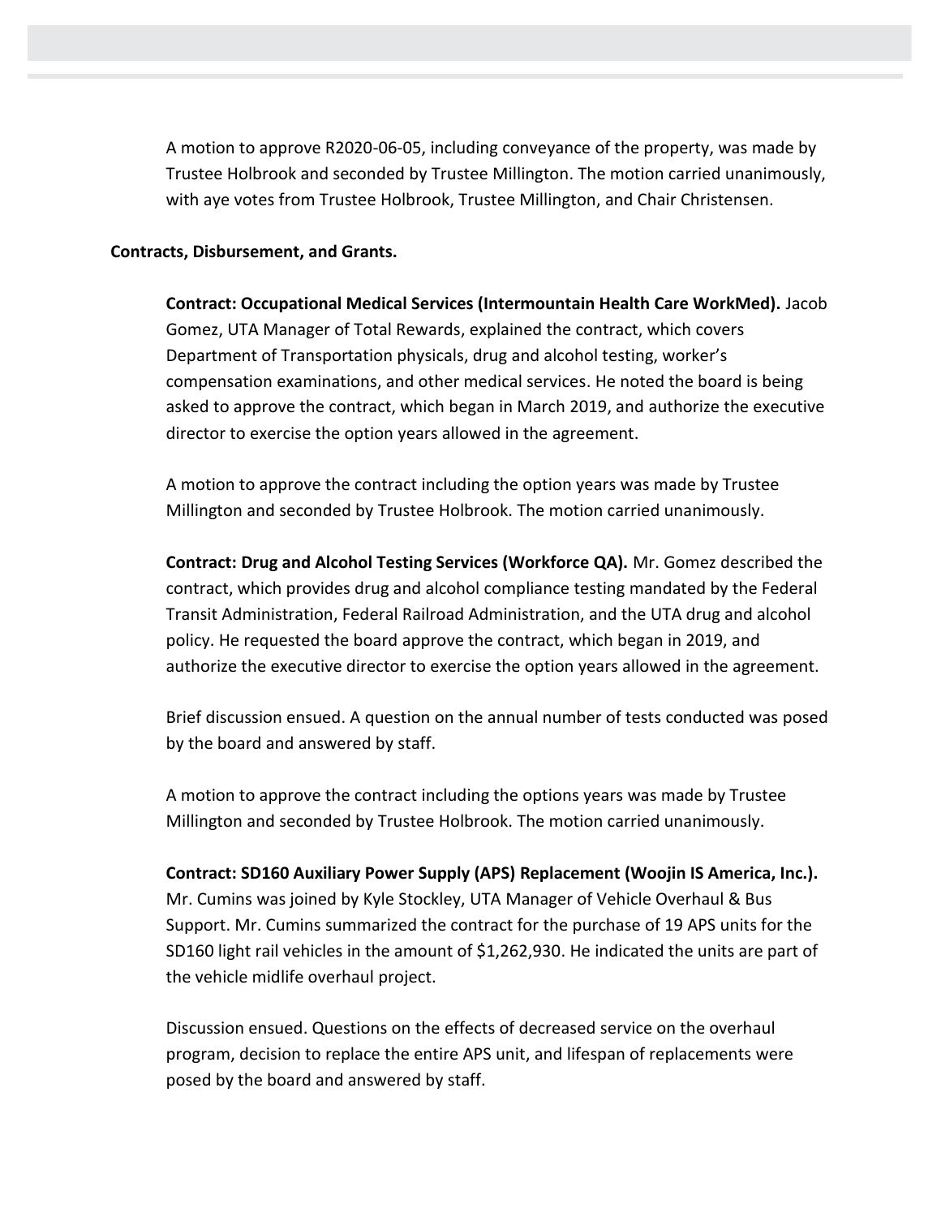A motion to approve R2020-06-05, including conveyance of the property, was made by Trustee Holbrook and seconded by Trustee Millington. The motion carried unanimously, with aye votes from Trustee Holbrook, Trustee Millington, and Chair Christensen.

**Contracts, Disbursement, and Grants.**

**Contract: Occupational Medical Services (Intermountain Health Care WorkMed).** Jacob Gomez, UTA Manager of Total Rewards, explained the contract, which covers Department of Transportation physicals, drug and alcohol testing, worker's compensation examinations, and other medical services. He noted the board is being asked to approve the contract, which began in March 2019, and authorize the executive director to exercise the option years allowed in the agreement.

A motion to approve the contract including the option years was made by Trustee Millington and seconded by Trustee Holbrook. The motion carried unanimously.

**Contract: Drug and Alcohol Testing Services (Workforce QA).** Mr. Gomez described the contract, which provides drug and alcohol compliance testing mandated by the Federal Transit Administration, Federal Railroad Administration, and the UTA drug and alcohol policy. He requested the board approve the contract, which began in 2019, and authorize the executive director to exercise the option years allowed in the agreement.

Brief discussion ensued. A question on the annual number of tests conducted was posed by the board and answered by staff.

A motion to approve the contract including the options years was made by Trustee Millington and seconded by Trustee Holbrook. The motion carried unanimously.

**Contract: SD160 Auxiliary Power Supply (APS) Replacement (Woojin IS America, Inc.).** Mr. Cumins was joined by Kyle Stockley, UTA Manager of Vehicle Overhaul & Bus Support. Mr. Cumins summarized the contract for the purchase of 19 APS units for the SD160 light rail vehicles in the amount of $1,262,930. He indicated the units are part of the vehicle midlife overhaul project.

Discussion ensued. Questions on the effects of decreased service on the overhaul program, decision to replace the entire APS unit, and lifespan of replacements were posed by the board and answered by staff.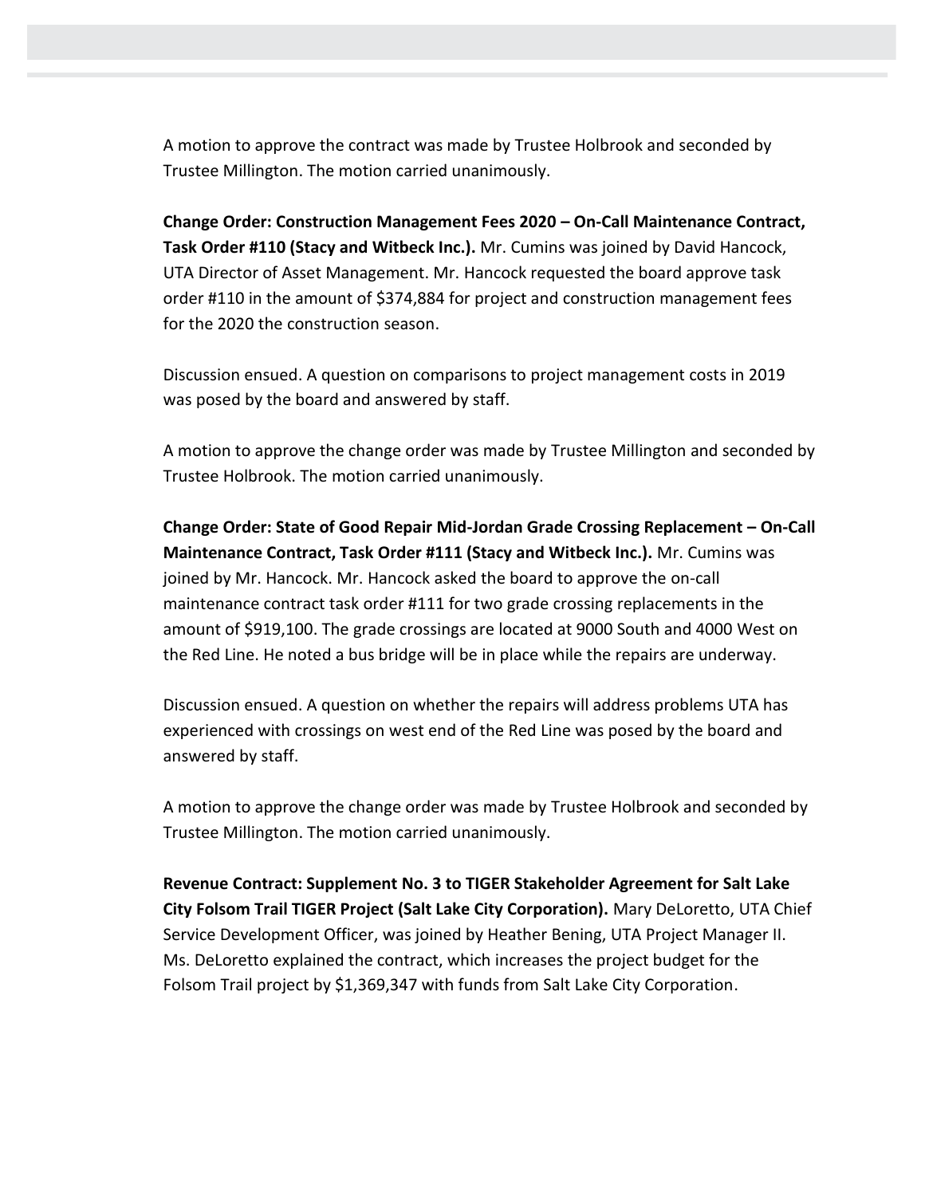A motion to approve the contract was made by Trustee Holbrook and seconded by Trustee Millington. The motion carried unanimously.

**Change Order: Construction Management Fees 2020 – On-Call Maintenance Contract, Task Order #110 (Stacy and Witbeck Inc.).** Mr. Cumins was joined by David Hancock, UTA Director of Asset Management. Mr. Hancock requested the board approve task order #110 in the amount of $374,884 for project and construction management fees for the 2020 the construction season.

Discussion ensued. A question on comparisons to project management costs in 2019 was posed by the board and answered by staff.

A motion to approve the change order was made by Trustee Millington and seconded by Trustee Holbrook. The motion carried unanimously.

**Change Order: State of Good Repair Mid-Jordan Grade Crossing Replacement – On-Call Maintenance Contract, Task Order #111 (Stacy and Witbeck Inc.).** Mr. Cumins was joined by Mr. Hancock. Mr. Hancock asked the board to approve the on-call maintenance contract task order #111 for two grade crossing replacements in the amount of $919,100. The grade crossings are located at 9000 South and 4000 West on the Red Line. He noted a bus bridge will be in place while the repairs are underway.

Discussion ensued. A question on whether the repairs will address problems UTA has experienced with crossings on west end of the Red Line was posed by the board and answered by staff.

A motion to approve the change order was made by Trustee Holbrook and seconded by Trustee Millington. The motion carried unanimously.

**Revenue Contract: Supplement No. 3 to TIGER Stakeholder Agreement for Salt Lake City Folsom Trail TIGER Project (Salt Lake City Corporation).** Mary DeLoretto, UTA Chief Service Development Officer, was joined by Heather Bening, UTA Project Manager II. Ms. DeLoretto explained the contract, which increases the project budget for the Folsom Trail project by $1,369,347 with funds from Salt Lake City Corporation.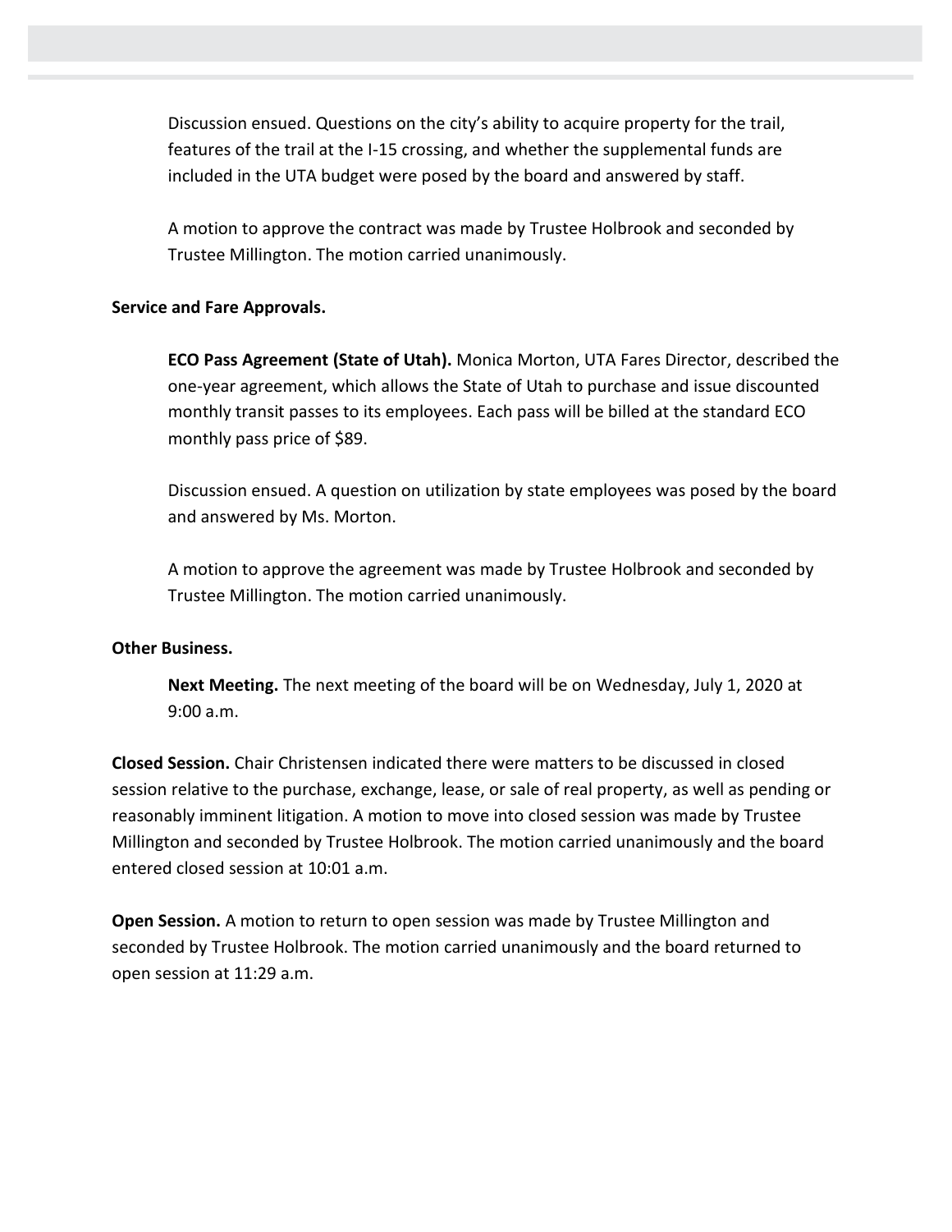Discussion ensued. Questions on the city's ability to acquire property for the trail, features of the trail at the I-15 crossing, and whether the supplemental funds are included in the UTA budget were posed by the board and answered by staff.

A motion to approve the contract was made by Trustee Holbrook and seconded by Trustee Millington. The motion carried unanimously.

**Service and Fare Approvals.**

**ECO Pass Agreement (State of Utah).** Monica Morton, UTA Fares Director, described the one-year agreement, which allows the State of Utah to purchase and issue discounted monthly transit passes to its employees. Each pass will be billed at the standard ECO monthly pass price of $89.

Discussion ensued. A question on utilization by state employees was posed by the board and answered by Ms. Morton.

A motion to approve the agreement was made by Trustee Holbrook and seconded by Trustee Millington. The motion carried unanimously.

**Other Business.**

**Next Meeting.** The next meeting of the board will be on Wednesday, July 1, 2020 at 9:00 a.m.

**Closed Session.** Chair Christensen indicated there were matters to be discussed in closed session relative to the purchase, exchange, lease, or sale of real property, as well as pending or reasonably imminent litigation. A motion to move into closed session was made by Trustee Millington and seconded by Trustee Holbrook. The motion carried unanimously and the board entered closed session at 10:01 a.m.

**Open Session.** A motion to return to open session was made by Trustee Millington and seconded by Trustee Holbrook. The motion carried unanimously and the board returned to open session at 11:29 a.m.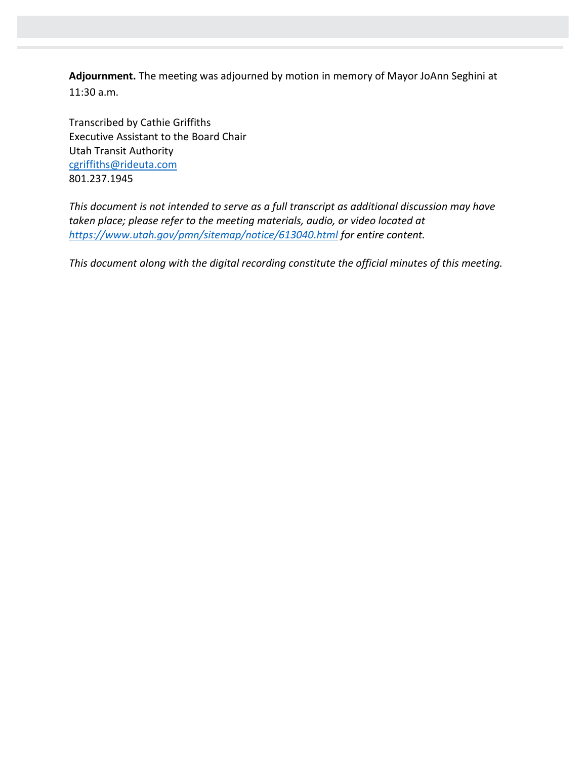**Adjournment.** The meeting was adjourned by motion in memory of Mayor JoAnn Seghini at 11:30 a.m.

Transcribed by Cathie Griffiths  
Executive Assistant to the Board Chair  
Utah Transit Authority  
cgriffiths@rideuta.com  
801.237.1945

*This document is not intended to serve as a full transcript as additional discussion may have taken place; please refer to the meeting materials, audio, or video located at https://www.utah.gov/pmn/sitemap/notice/613040.html for entire content.*

*This document along with the digital recording constitute the official minutes of this meeting.*